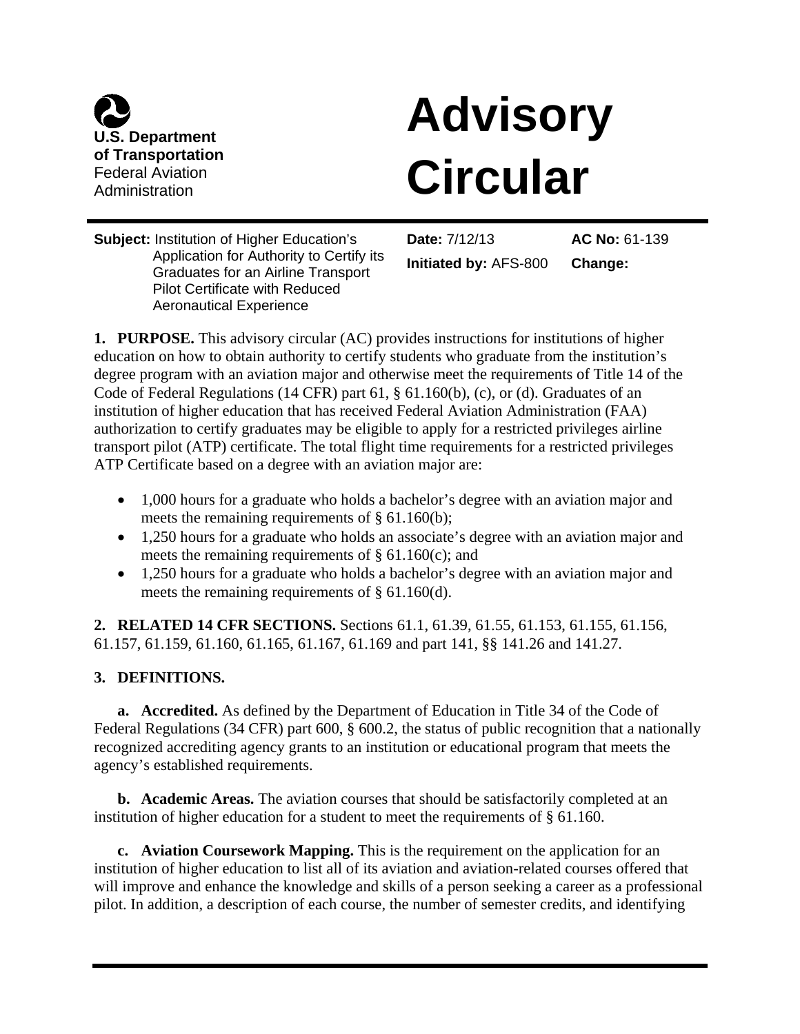**U.S. Department of Transportation**
Federal Aviation Administration

# Advisory Circular

| **Subject:** Institution of Higher Education's Application for Authority to Certify its Graduates for an Airline Transport Pilot Certificate with Reduced Aeronautical Experience | **Date:** 7/12/13 | **AC No:** 61-139 |
| --- | --- | --- |
| | **Initiated by:** AFS-800 | **Change:** |

**1. PURPOSE.** This advisory circular (AC) provides instructions for institutions of higher education on how to obtain authority to certify students who graduate from the institution's degree program with an aviation major and otherwise meet the requirements of Title 14 of the Code of Federal Regulations (14 CFR) part 61, § 61.160(b), (c), or (d). Graduates of an institution of higher education that has received Federal Aviation Administration (FAA) authorization to certify graduates may be eligible to apply for a restricted privileges airline transport pilot (ATP) certificate. The total flight time requirements for a restricted privileges ATP Certificate based on a degree with an aviation major are:

- 1,000 hours for a graduate who holds a bachelor's degree with an aviation major and meets the remaining requirements of § 61.160(b);
- 1,250 hours for a graduate who holds an associate's degree with an aviation major and meets the remaining requirements of § 61.160(c); and
- 1,250 hours for a graduate who holds a bachelor's degree with an aviation major and meets the remaining requirements of § 61.160(d).

**2. RELATED 14 CFR SECTIONS.** Sections 61.1, 61.39, 61.55, 61.153, 61.155, 61.156, 61.157, 61.159, 61.160, 61.165, 61.167, 61.169 and part 141, §§ 141.26 and 141.27.

**3. DEFINITIONS.**

**a. Accredited.** As defined by the Department of Education in Title 34 of the Code of Federal Regulations (34 CFR) part 600, § 600.2, the status of public recognition that a nationally recognized accrediting agency grants to an institution or educational program that meets the agency's established requirements.

**b. Academic Areas.** The aviation courses that should be satisfactorily completed at an institution of higher education for a student to meet the requirements of § 61.160.

**c. Aviation Coursework Mapping.** This is the requirement on the application for an institution of higher education to list all of its aviation and aviation-related courses offered that will improve and enhance the knowledge and skills of a person seeking a career as a professional pilot. In addition, a description of each course, the number of semester credits, and identifying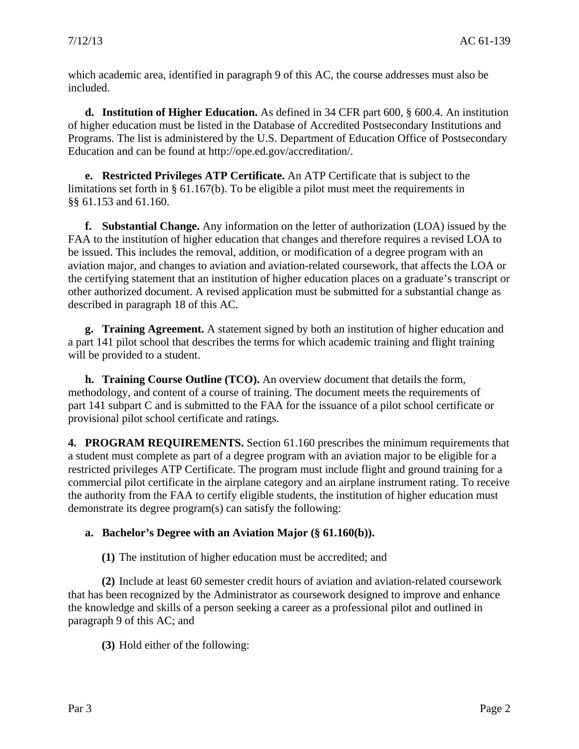which academic area, identified in paragraph 9 of this AC, the course addresses must also be included.

**d. Institution of Higher Education.** As defined in 34 CFR part 600, § 600.4. An institution of higher education must be listed in the Database of Accredited Postsecondary Institutions and Programs. The list is administered by the U.S. Department of Education Office of Postsecondary Education and can be found at http://ope.ed.gov/accreditation/.

**e. Restricted Privileges ATP Certificate.** An ATP Certificate that is subject to the limitations set forth in § 61.167(b). To be eligible a pilot must meet the requirements in §§ 61.153 and 61.160.

**f. Substantial Change.** Any information on the letter of authorization (LOA) issued by the FAA to the institution of higher education that changes and therefore requires a revised LOA to be issued. This includes the removal, addition, or modification of a degree program with an aviation major, and changes to aviation and aviation-related coursework, that affects the LOA or the certifying statement that an institution of higher education places on a graduate's transcript or other authorized document. A revised application must be submitted for a substantial change as described in paragraph 18 of this AC.

**g. Training Agreement.** A statement signed by both an institution of higher education and a part 141 pilot school that describes the terms for which academic training and flight training will be provided to a student.

**h. Training Course Outline (TCO).** An overview document that details the form, methodology, and content of a course of training. The document meets the requirements of part 141 subpart C and is submitted to the FAA for the issuance of a pilot school certificate or provisional pilot school certificate and ratings.

**4. PROGRAM REQUIREMENTS.** Section 61.160 prescribes the minimum requirements that a student must complete as part of a degree program with an aviation major to be eligible for a restricted privileges ATP Certificate. The program must include flight and ground training for a commercial pilot certificate in the airplane category and an airplane instrument rating. To receive the authority from the FAA to certify eligible students, the institution of higher education must demonstrate its degree program(s) can satisfy the following:

**a. Bachelor's Degree with an Aviation Major (§ 61.160(b)).**

**(1)** The institution of higher education must be accredited; and

**(2)** Include at least 60 semester credit hours of aviation and aviation-related coursework that has been recognized by the Administrator as coursework designed to improve and enhance the knowledge and skills of a person seeking a career as a professional pilot and outlined in paragraph 9 of this AC; and

**(3)** Hold either of the following: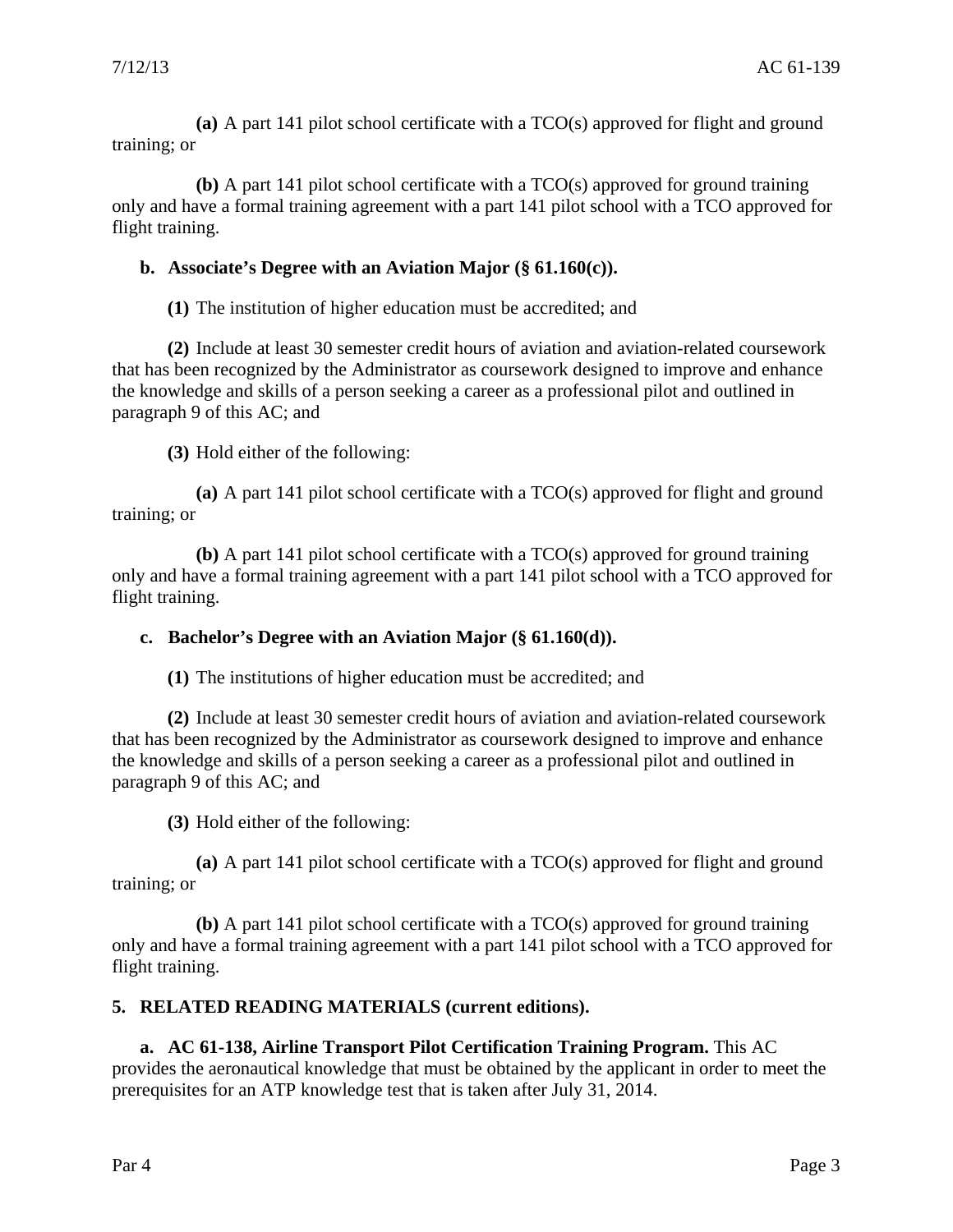**(a)** A part 141 pilot school certificate with a TCO(s) approved for flight and ground training; or

**(b)** A part 141 pilot school certificate with a TCO(s) approved for ground training only and have a formal training agreement with a part 141 pilot school with a TCO approved for flight training.

**b. Associate's Degree with an Aviation Major (§ 61.160(c)).**

**(1)** The institution of higher education must be accredited; and

**(2)** Include at least 30 semester credit hours of aviation and aviation-related coursework that has been recognized by the Administrator as coursework designed to improve and enhance the knowledge and skills of a person seeking a career as a professional pilot and outlined in paragraph 9 of this AC; and

**(3)** Hold either of the following:

**(a)** A part 141 pilot school certificate with a TCO(s) approved for flight and ground training; or

**(b)** A part 141 pilot school certificate with a TCO(s) approved for ground training only and have a formal training agreement with a part 141 pilot school with a TCO approved for flight training.

**c. Bachelor's Degree with an Aviation Major (§ 61.160(d)).**

**(1)** The institutions of higher education must be accredited; and

**(2)** Include at least 30 semester credit hours of aviation and aviation-related coursework that has been recognized by the Administrator as coursework designed to improve and enhance the knowledge and skills of a person seeking a career as a professional pilot and outlined in paragraph 9 of this AC; and

**(3)** Hold either of the following:

**(a)** A part 141 pilot school certificate with a TCO(s) approved for flight and ground training; or

**(b)** A part 141 pilot school certificate with a TCO(s) approved for ground training only and have a formal training agreement with a part 141 pilot school with a TCO approved for flight training.

**5. RELATED READING MATERIALS (current editions).**

**a. AC 61-138, Airline Transport Pilot Certification Training Program.** This AC provides the aeronautical knowledge that must be obtained by the applicant in order to meet the prerequisites for an ATP knowledge test that is taken after July 31, 2014.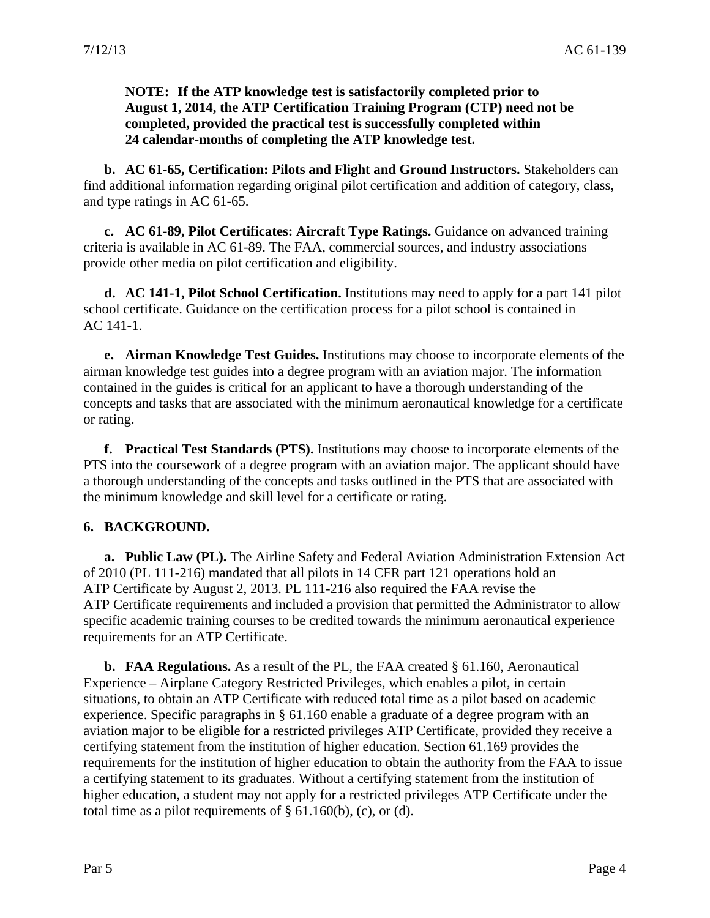**NOTE: If the ATP knowledge test is satisfactorily completed prior to August 1, 2014, the ATP Certification Training Program (CTP) need not be completed, provided the practical test is successfully completed within 24 calendar-months of completing the ATP knowledge test.**

**b. AC 61-65, Certification: Pilots and Flight and Ground Instructors.** Stakeholders can find additional information regarding original pilot certification and addition of category, class, and type ratings in AC 61-65.

**c. AC 61-89, Pilot Certificates: Aircraft Type Ratings.** Guidance on advanced training criteria is available in AC 61-89. The FAA, commercial sources, and industry associations provide other media on pilot certification and eligibility.

**d. AC 141-1, Pilot School Certification.** Institutions may need to apply for a part 141 pilot school certificate. Guidance on the certification process for a pilot school is contained in AC 141-1.

**e. Airman Knowledge Test Guides.** Institutions may choose to incorporate elements of the airman knowledge test guides into a degree program with an aviation major. The information contained in the guides is critical for an applicant to have a thorough understanding of the concepts and tasks that are associated with the minimum aeronautical knowledge for a certificate or rating.

**f. Practical Test Standards (PTS).** Institutions may choose to incorporate elements of the PTS into the coursework of a degree program with an aviation major. The applicant should have a thorough understanding of the concepts and tasks outlined in the PTS that are associated with the minimum knowledge and skill level for a certificate or rating.

## 6. BACKGROUND.

**a. Public Law (PL).** The Airline Safety and Federal Aviation Administration Extension Act of 2010 (PL 111-216) mandated that all pilots in 14 CFR part 121 operations hold an ATP Certificate by August 2, 2013. PL 111-216 also required the FAA revise the ATP Certificate requirements and included a provision that permitted the Administrator to allow specific academic training courses to be credited towards the minimum aeronautical experience requirements for an ATP Certificate.

**b. FAA Regulations.** As a result of the PL, the FAA created § 61.160, Aeronautical Experience – Airplane Category Restricted Privileges, which enables a pilot, in certain situations, to obtain an ATP Certificate with reduced total time as a pilot based on academic experience. Specific paragraphs in § 61.160 enable a graduate of a degree program with an aviation major to be eligible for a restricted privileges ATP Certificate, provided they receive a certifying statement from the institution of higher education. Section 61.169 provides the requirements for the institution of higher education to obtain the authority from the FAA to issue a certifying statement to its graduates. Without a certifying statement from the institution of higher education, a student may not apply for a restricted privileges ATP Certificate under the total time as a pilot requirements of § 61.160(b), (c), or (d).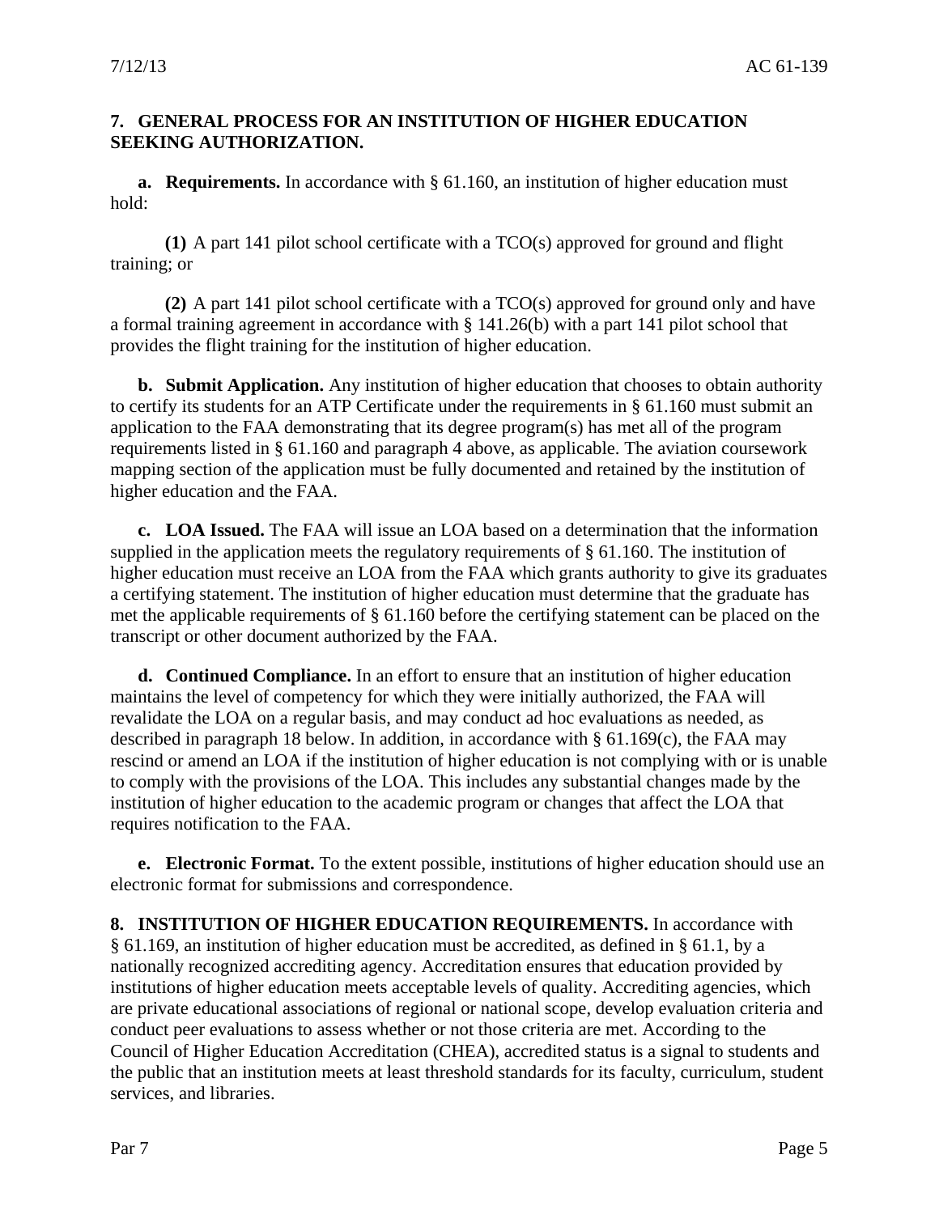**7. GENERAL PROCESS FOR AN INSTITUTION OF HIGHER EDUCATION SEEKING AUTHORIZATION.**

**a. Requirements.** In accordance with § 61.160, an institution of higher education must hold:

**(1)** A part 141 pilot school certificate with a TCO(s) approved for ground and flight training; or

**(2)** A part 141 pilot school certificate with a TCO(s) approved for ground only and have a formal training agreement in accordance with § 141.26(b) with a part 141 pilot school that provides the flight training for the institution of higher education.

**b. Submit Application.** Any institution of higher education that chooses to obtain authority to certify its students for an ATP Certificate under the requirements in § 61.160 must submit an application to the FAA demonstrating that its degree program(s) has met all of the program requirements listed in § 61.160 and paragraph 4 above, as applicable. The aviation coursework mapping section of the application must be fully documented and retained by the institution of higher education and the FAA.

**c. LOA Issued.** The FAA will issue an LOA based on a determination that the information supplied in the application meets the regulatory requirements of § 61.160. The institution of higher education must receive an LOA from the FAA which grants authority to give its graduates a certifying statement. The institution of higher education must determine that the graduate has met the applicable requirements of § 61.160 before the certifying statement can be placed on the transcript or other document authorized by the FAA.

**d. Continued Compliance.** In an effort to ensure that an institution of higher education maintains the level of competency for which they were initially authorized, the FAA will revalidate the LOA on a regular basis, and may conduct ad hoc evaluations as needed, as described in paragraph 18 below. In addition, in accordance with § 61.169(c), the FAA may rescind or amend an LOA if the institution of higher education is not complying with or is unable to comply with the provisions of the LOA. This includes any substantial changes made by the institution of higher education to the academic program or changes that affect the LOA that requires notification to the FAA.

**e. Electronic Format.** To the extent possible, institutions of higher education should use an electronic format for submissions and correspondence.

**8. INSTITUTION OF HIGHER EDUCATION REQUIREMENTS.** In accordance with § 61.169, an institution of higher education must be accredited, as defined in § 61.1, by a nationally recognized accrediting agency. Accreditation ensures that education provided by institutions of higher education meets acceptable levels of quality. Accrediting agencies, which are private educational associations of regional or national scope, develop evaluation criteria and conduct peer evaluations to assess whether or not those criteria are met. According to the Council of Higher Education Accreditation (CHEA), accredited status is a signal to students and the public that an institution meets at least threshold standards for its faculty, curriculum, student services, and libraries.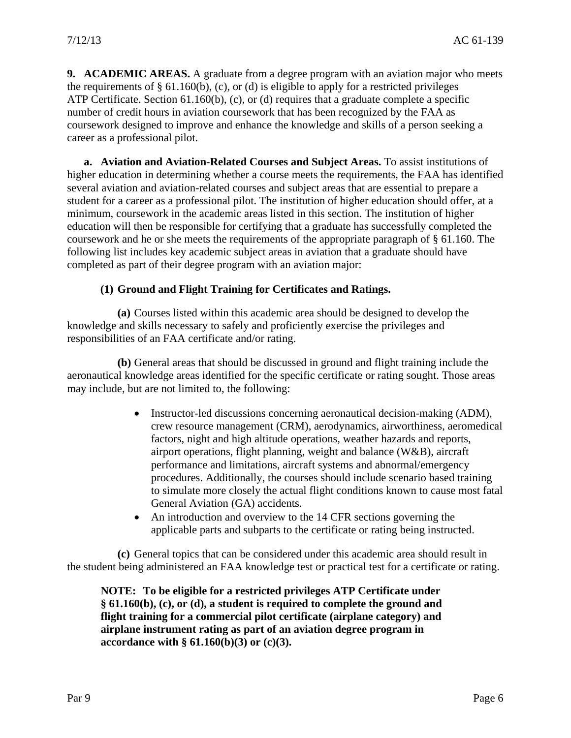**9. ACADEMIC AREAS.** A graduate from a degree program with an aviation major who meets the requirements of § 61.160(b), (c), or (d) is eligible to apply for a restricted privileges ATP Certificate. Section 61.160(b), (c), or (d) requires that a graduate complete a specific number of credit hours in aviation coursework that has been recognized by the FAA as coursework designed to improve and enhance the knowledge and skills of a person seeking a career as a professional pilot.

**a. Aviation and Aviation-Related Courses and Subject Areas.** To assist institutions of higher education in determining whether a course meets the requirements, the FAA has identified several aviation and aviation-related courses and subject areas that are essential to prepare a student for a career as a professional pilot. The institution of higher education should offer, at a minimum, coursework in the academic areas listed in this section. The institution of higher education will then be responsible for certifying that a graduate has successfully completed the coursework and he or she meets the requirements of the appropriate paragraph of § 61.160. The following list includes key academic subject areas in aviation that a graduate should have completed as part of their degree program with an aviation major:

**(1) Ground and Flight Training for Certificates and Ratings.**

**(a)** Courses listed within this academic area should be designed to develop the knowledge and skills necessary to safely and proficiently exercise the privileges and responsibilities of an FAA certificate and/or rating.

**(b)** General areas that should be discussed in ground and flight training include the aeronautical knowledge areas identified for the specific certificate or rating sought. Those areas may include, but are not limited to, the following:

- Instructor-led discussions concerning aeronautical decision-making (ADM), crew resource management (CRM), aerodynamics, airworthiness, aeromedical factors, night and high altitude operations, weather hazards and reports, airport operations, flight planning, weight and balance (W&B), aircraft performance and limitations, aircraft systems and abnormal/emergency procedures. Additionally, the courses should include scenario based training to simulate more closely the actual flight conditions known to cause most fatal General Aviation (GA) accidents.
- An introduction and overview to the 14 CFR sections governing the applicable parts and subparts to the certificate or rating being instructed.

**(c)** General topics that can be considered under this academic area should result in the student being administered an FAA knowledge test or practical test for a certificate or rating.

**NOTE: To be eligible for a restricted privileges ATP Certificate under § 61.160(b), (c), or (d), a student is required to complete the ground and flight training for a commercial pilot certificate (airplane category) and airplane instrument rating as part of an aviation degree program in accordance with § 61.160(b)(3) or (c)(3).**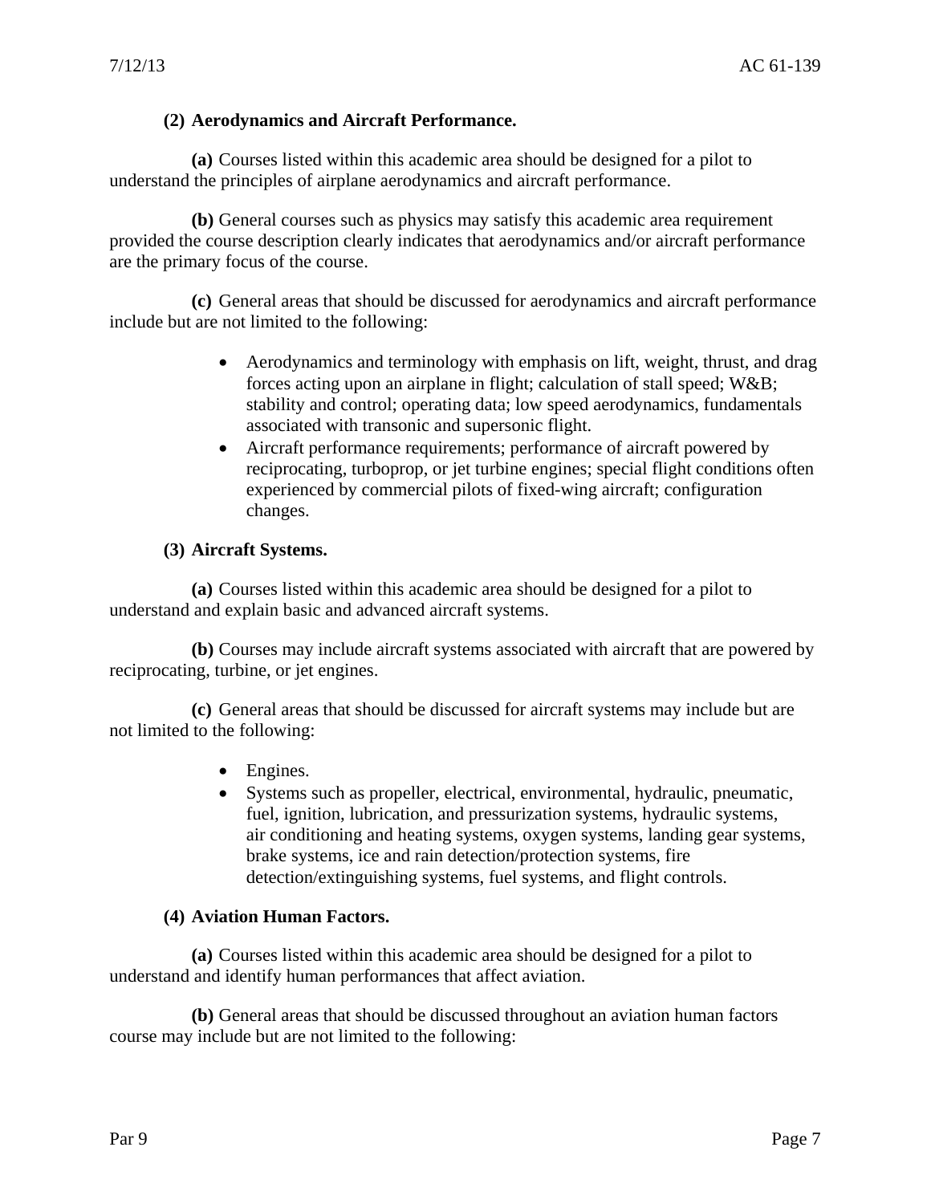**(2) Aerodynamics and Aircraft Performance.**

**(a)** Courses listed within this academic area should be designed for a pilot to understand the principles of airplane aerodynamics and aircraft performance.

**(b)** General courses such as physics may satisfy this academic area requirement provided the course description clearly indicates that aerodynamics and/or aircraft performance are the primary focus of the course.

**(c)** General areas that should be discussed for aerodynamics and aircraft performance include but are not limited to the following:

- Aerodynamics and terminology with emphasis on lift, weight, thrust, and drag forces acting upon an airplane in flight; calculation of stall speed; W&B; stability and control; operating data; low speed aerodynamics, fundamentals associated with transonic and supersonic flight.
- Aircraft performance requirements; performance of aircraft powered by reciprocating, turboprop, or jet turbine engines; special flight conditions often experienced by commercial pilots of fixed-wing aircraft; configuration changes.

**(3) Aircraft Systems.**

**(a)** Courses listed within this academic area should be designed for a pilot to understand and explain basic and advanced aircraft systems.

**(b)** Courses may include aircraft systems associated with aircraft that are powered by reciprocating, turbine, or jet engines.

**(c)** General areas that should be discussed for aircraft systems may include but are not limited to the following:

- Engines.
- Systems such as propeller, electrical, environmental, hydraulic, pneumatic, fuel, ignition, lubrication, and pressurization systems, hydraulic systems, air conditioning and heating systems, oxygen systems, landing gear systems, brake systems, ice and rain detection/protection systems, fire detection/extinguishing systems, fuel systems, and flight controls.

**(4) Aviation Human Factors.**

**(a)** Courses listed within this academic area should be designed for a pilot to understand and identify human performances that affect aviation.

**(b)** General areas that should be discussed throughout an aviation human factors course may include but are not limited to the following: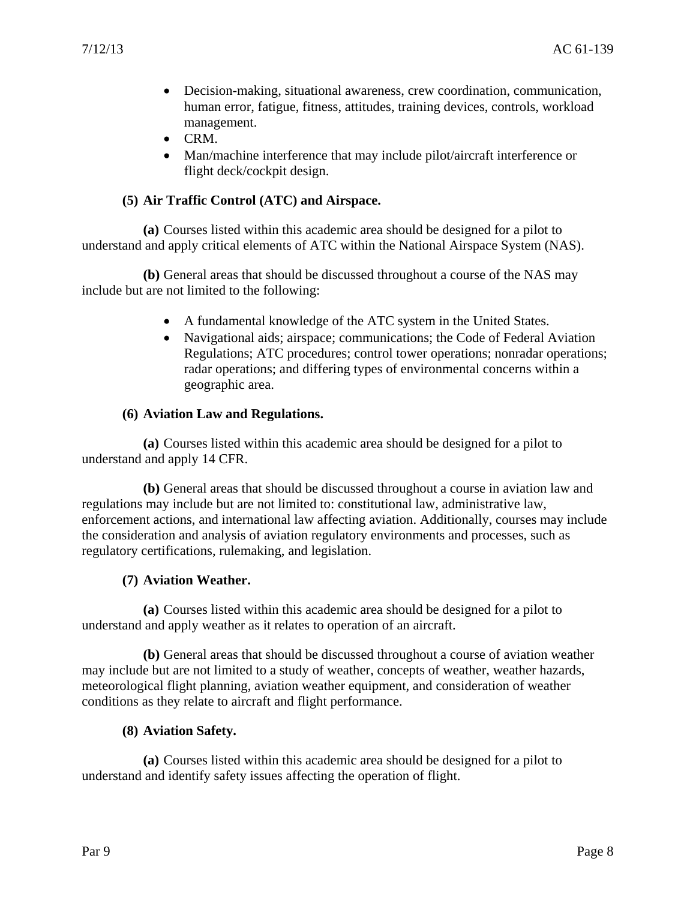- Decision-making, situational awareness, crew coordination, communication, human error, fatigue, fitness, attitudes, training devices, controls, workload management.
- CRM.
- Man/machine interference that may include pilot/aircraft interference or flight deck/cockpit design.

**(5) Air Traffic Control (ATC) and Airspace.**

**(a)** Courses listed within this academic area should be designed for a pilot to understand and apply critical elements of ATC within the National Airspace System (NAS).

**(b)** General areas that should be discussed throughout a course of the NAS may include but are not limited to the following:

- A fundamental knowledge of the ATC system in the United States.
- Navigational aids; airspace; communications; the Code of Federal Aviation Regulations; ATC procedures; control tower operations; nonradar operations; radar operations; and differing types of environmental concerns within a geographic area.

**(6) Aviation Law and Regulations.**

**(a)** Courses listed within this academic area should be designed for a pilot to understand and apply 14 CFR.

**(b)** General areas that should be discussed throughout a course in aviation law and regulations may include but are not limited to: constitutional law, administrative law, enforcement actions, and international law affecting aviation. Additionally, courses may include the consideration and analysis of aviation regulatory environments and processes, such as regulatory certifications, rulemaking, and legislation.

**(7) Aviation Weather.**

**(a)** Courses listed within this academic area should be designed for a pilot to understand and apply weather as it relates to operation of an aircraft.

**(b)** General areas that should be discussed throughout a course of aviation weather may include but are not limited to a study of weather, concepts of weather, weather hazards, meteorological flight planning, aviation weather equipment, and consideration of weather conditions as they relate to aircraft and flight performance.

**(8) Aviation Safety.**

**(a)** Courses listed within this academic area should be designed for a pilot to understand and identify safety issues affecting the operation of flight.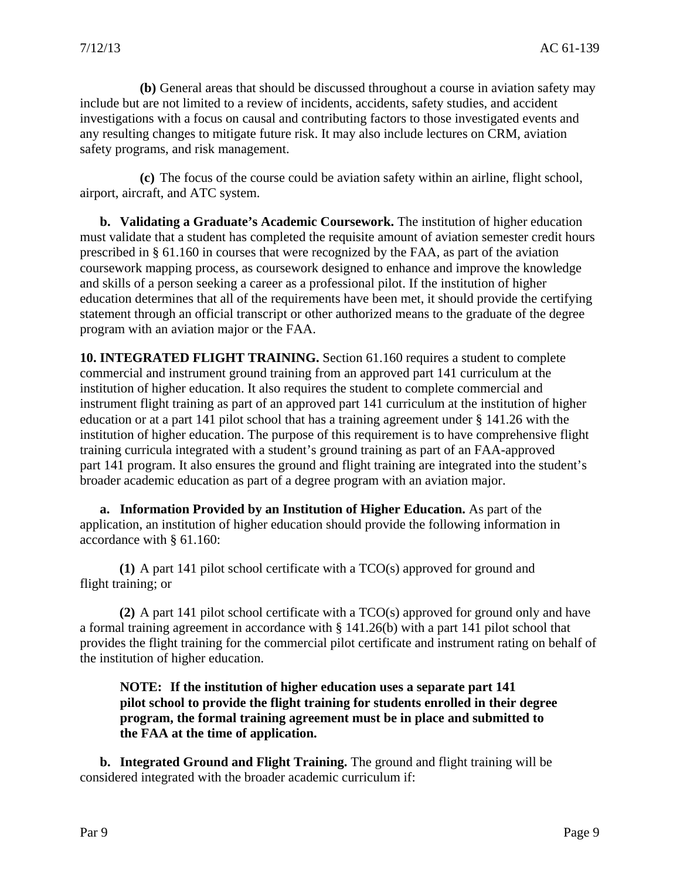**(b)** General areas that should be discussed throughout a course in aviation safety may include but are not limited to a review of incidents, accidents, safety studies, and accident investigations with a focus on causal and contributing factors to those investigated events and any resulting changes to mitigate future risk. It may also include lectures on CRM, aviation safety programs, and risk management.

**(c)** The focus of the course could be aviation safety within an airline, flight school, airport, aircraft, and ATC system.

**b. Validating a Graduate's Academic Coursework.** The institution of higher education must validate that a student has completed the requisite amount of aviation semester credit hours prescribed in § 61.160 in courses that were recognized by the FAA, as part of the aviation coursework mapping process, as coursework designed to enhance and improve the knowledge and skills of a person seeking a career as a professional pilot. If the institution of higher education determines that all of the requirements have been met, it should provide the certifying statement through an official transcript or other authorized means to the graduate of the degree program with an aviation major or the FAA.

**10. INTEGRATED FLIGHT TRAINING.** Section 61.160 requires a student to complete commercial and instrument ground training from an approved part 141 curriculum at the institution of higher education. It also requires the student to complete commercial and instrument flight training as part of an approved part 141 curriculum at the institution of higher education or at a part 141 pilot school that has a training agreement under § 141.26 with the institution of higher education. The purpose of this requirement is to have comprehensive flight training curricula integrated with a student's ground training as part of an FAA-approved part 141 program. It also ensures the ground and flight training are integrated into the student's broader academic education as part of a degree program with an aviation major.

**a. Information Provided by an Institution of Higher Education.** As part of the application, an institution of higher education should provide the following information in accordance with § 61.160:

**(1)** A part 141 pilot school certificate with a TCO(s) approved for ground and flight training; or

**(2)** A part 141 pilot school certificate with a TCO(s) approved for ground only and have a formal training agreement in accordance with § 141.26(b) with a part 141 pilot school that provides the flight training for the commercial pilot certificate and instrument rating on behalf of the institution of higher education.

**NOTE: If the institution of higher education uses a separate part 141 pilot school to provide the flight training for students enrolled in their degree program, the formal training agreement must be in place and submitted to the FAA at the time of application.**

**b. Integrated Ground and Flight Training.** The ground and flight training will be considered integrated with the broader academic curriculum if: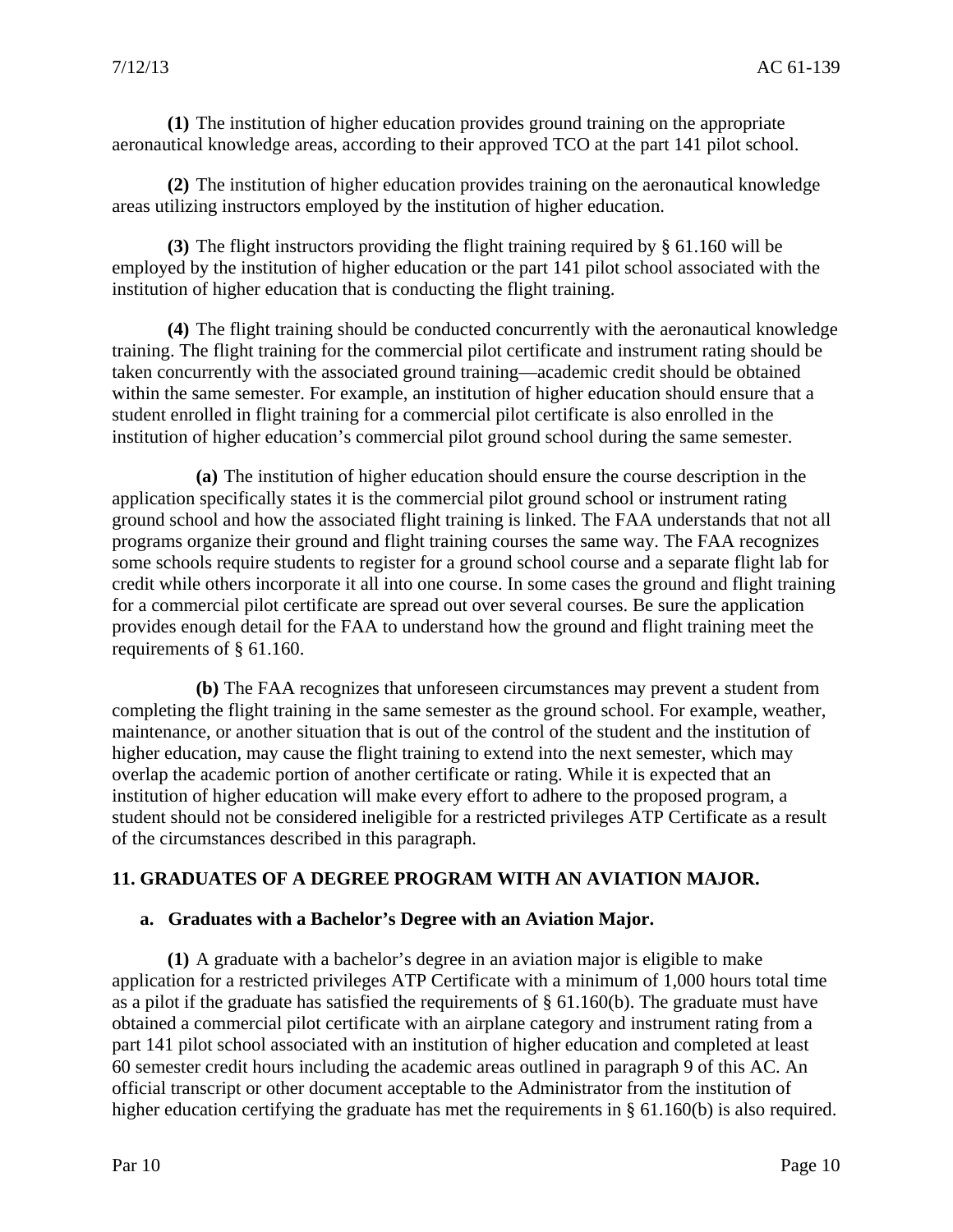**(1)** The institution of higher education provides ground training on the appropriate aeronautical knowledge areas, according to their approved TCO at the part 141 pilot school.

**(2)** The institution of higher education provides training on the aeronautical knowledge areas utilizing instructors employed by the institution of higher education.

**(3)** The flight instructors providing the flight training required by § 61.160 will be employed by the institution of higher education or the part 141 pilot school associated with the institution of higher education that is conducting the flight training.

**(4)** The flight training should be conducted concurrently with the aeronautical knowledge training. The flight training for the commercial pilot certificate and instrument rating should be taken concurrently with the associated ground training—academic credit should be obtained within the same semester. For example, an institution of higher education should ensure that a student enrolled in flight training for a commercial pilot certificate is also enrolled in the institution of higher education's commercial pilot ground school during the same semester.

**(a)** The institution of higher education should ensure the course description in the application specifically states it is the commercial pilot ground school or instrument rating ground school and how the associated flight training is linked. The FAA understands that not all programs organize their ground and flight training courses the same way. The FAA recognizes some schools require students to register for a ground school course and a separate flight lab for credit while others incorporate it all into one course. In some cases the ground and flight training for a commercial pilot certificate are spread out over several courses. Be sure the application provides enough detail for the FAA to understand how the ground and flight training meet the requirements of § 61.160.

**(b)** The FAA recognizes that unforeseen circumstances may prevent a student from completing the flight training in the same semester as the ground school. For example, weather, maintenance, or another situation that is out of the control of the student and the institution of higher education, may cause the flight training to extend into the next semester, which may overlap the academic portion of another certificate or rating. While it is expected that an institution of higher education will make every effort to adhere to the proposed program, a student should not be considered ineligible for a restricted privileges ATP Certificate as a result of the circumstances described in this paragraph.

## 11. GRADUATES OF A DEGREE PROGRAM WITH AN AVIATION MAJOR.

### a. Graduates with a Bachelor's Degree with an Aviation Major.

**(1)** A graduate with a bachelor's degree in an aviation major is eligible to make application for a restricted privileges ATP Certificate with a minimum of 1,000 hours total time as a pilot if the graduate has satisfied the requirements of § 61.160(b). The graduate must have obtained a commercial pilot certificate with an airplane category and instrument rating from a part 141 pilot school associated with an institution of higher education and completed at least 60 semester credit hours including the academic areas outlined in paragraph 9 of this AC. An official transcript or other document acceptable to the Administrator from the institution of higher education certifying the graduate has met the requirements in § 61.160(b) is also required.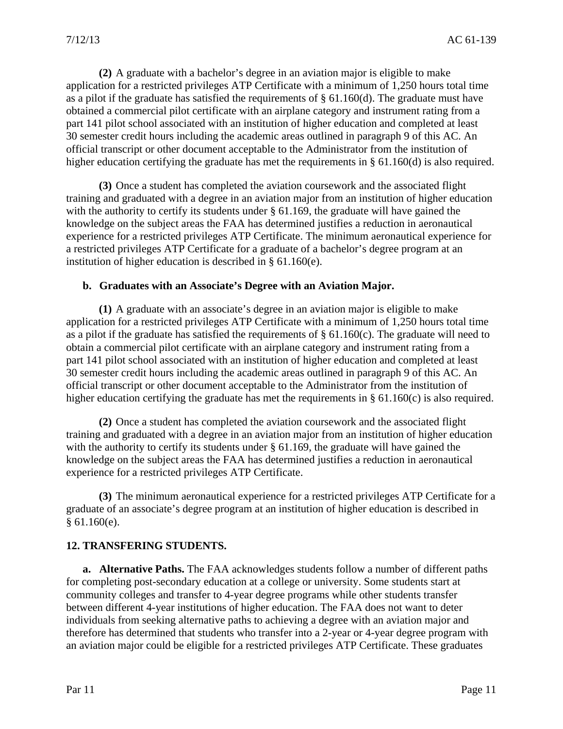**(2)** A graduate with a bachelor's degree in an aviation major is eligible to make application for a restricted privileges ATP Certificate with a minimum of 1,250 hours total time as a pilot if the graduate has satisfied the requirements of § 61.160(d). The graduate must have obtained a commercial pilot certificate with an airplane category and instrument rating from a part 141 pilot school associated with an institution of higher education and completed at least 30 semester credit hours including the academic areas outlined in paragraph 9 of this AC. An official transcript or other document acceptable to the Administrator from the institution of higher education certifying the graduate has met the requirements in § 61.160(d) is also required.

**(3)** Once a student has completed the aviation coursework and the associated flight training and graduated with a degree in an aviation major from an institution of higher education with the authority to certify its students under § 61.169, the graduate will have gained the knowledge on the subject areas the FAA has determined justifies a reduction in aeronautical experience for a restricted privileges ATP Certificate. The minimum aeronautical experience for a restricted privileges ATP Certificate for a graduate of a bachelor's degree program at an institution of higher education is described in § 61.160(e).

**b. Graduates with an Associate's Degree with an Aviation Major.**

**(1)** A graduate with an associate's degree in an aviation major is eligible to make application for a restricted privileges ATP Certificate with a minimum of 1,250 hours total time as a pilot if the graduate has satisfied the requirements of § 61.160(c). The graduate will need to obtain a commercial pilot certificate with an airplane category and instrument rating from a part 141 pilot school associated with an institution of higher education and completed at least 30 semester credit hours including the academic areas outlined in paragraph 9 of this AC. An official transcript or other document acceptable to the Administrator from the institution of higher education certifying the graduate has met the requirements in § 61.160(c) is also required.

**(2)** Once a student has completed the aviation coursework and the associated flight training and graduated with a degree in an aviation major from an institution of higher education with the authority to certify its students under § 61.169, the graduate will have gained the knowledge on the subject areas the FAA has determined justifies a reduction in aeronautical experience for a restricted privileges ATP Certificate.

**(3)** The minimum aeronautical experience for a restricted privileges ATP Certificate for a graduate of an associate's degree program at an institution of higher education is described in § 61.160(e).

## 12. TRANSFERING STUDENTS.

**a. Alternative Paths.** The FAA acknowledges students follow a number of different paths for completing post-secondary education at a college or university. Some students start at community colleges and transfer to 4-year degree programs while other students transfer between different 4-year institutions of higher education. The FAA does not want to deter individuals from seeking alternative paths to achieving a degree with an aviation major and therefore has determined that students who transfer into a 2-year or 4-year degree program with an aviation major could be eligible for a restricted privileges ATP Certificate. These graduates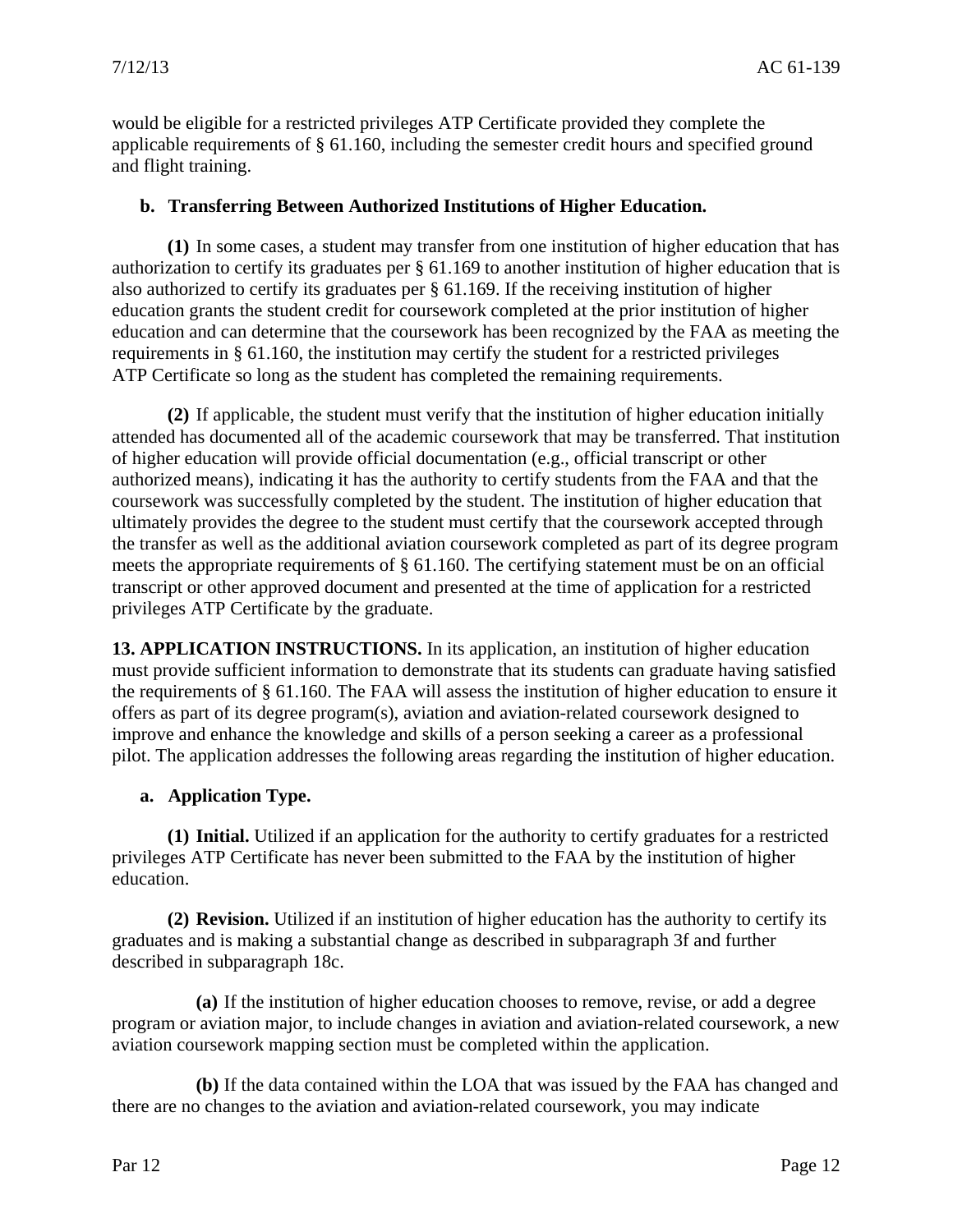would be eligible for a restricted privileges ATP Certificate provided they complete the applicable requirements of § 61.160, including the semester credit hours and specified ground and flight training.

**b. Transferring Between Authorized Institutions of Higher Education.**

**(1)** In some cases, a student may transfer from one institution of higher education that has authorization to certify its graduates per § 61.169 to another institution of higher education that is also authorized to certify its graduates per § 61.169. If the receiving institution of higher education grants the student credit for coursework completed at the prior institution of higher education and can determine that the coursework has been recognized by the FAA as meeting the requirements in § 61.160, the institution may certify the student for a restricted privileges ATP Certificate so long as the student has completed the remaining requirements.

**(2)** If applicable, the student must verify that the institution of higher education initially attended has documented all of the academic coursework that may be transferred. That institution of higher education will provide official documentation (e.g., official transcript or other authorized means), indicating it has the authority to certify students from the FAA and that the coursework was successfully completed by the student. The institution of higher education that ultimately provides the degree to the student must certify that the coursework accepted through the transfer as well as the additional aviation coursework completed as part of its degree program meets the appropriate requirements of § 61.160. The certifying statement must be on an official transcript or other approved document and presented at the time of application for a restricted privileges ATP Certificate by the graduate.

**13. APPLICATION INSTRUCTIONS.** In its application, an institution of higher education must provide sufficient information to demonstrate that its students can graduate having satisfied the requirements of § 61.160. The FAA will assess the institution of higher education to ensure it offers as part of its degree program(s), aviation and aviation-related coursework designed to improve and enhance the knowledge and skills of a person seeking a career as a professional pilot. The application addresses the following areas regarding the institution of higher education.

**a. Application Type.**

**(1) Initial.** Utilized if an application for the authority to certify graduates for a restricted privileges ATP Certificate has never been submitted to the FAA by the institution of higher education.

**(2) Revision.** Utilized if an institution of higher education has the authority to certify its graduates and is making a substantial change as described in subparagraph 3f and further described in subparagraph 18c.

**(a)** If the institution of higher education chooses to remove, revise, or add a degree program or aviation major, to include changes in aviation and aviation-related coursework, a new aviation coursework mapping section must be completed within the application.

**(b)** If the data contained within the LOA that was issued by the FAA has changed and there are no changes to the aviation and aviation-related coursework, you may indicate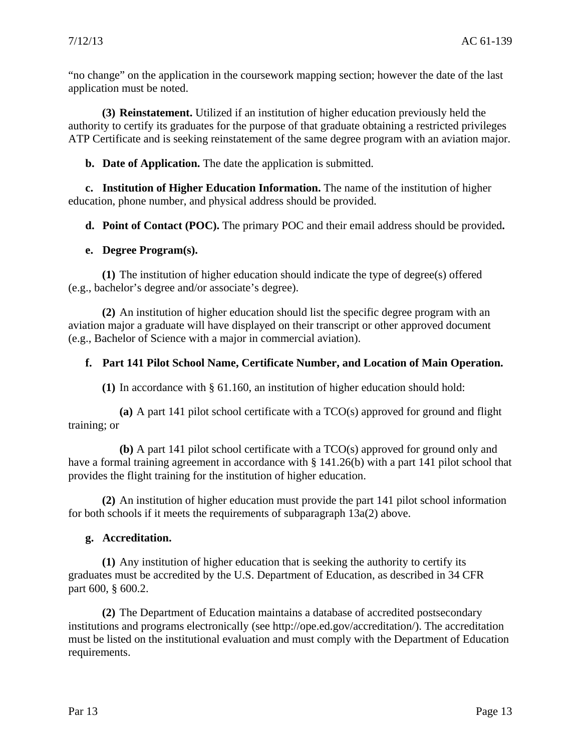"no change" on the application in the coursework mapping section; however the date of the last application must be noted.

**(3) Reinstatement.** Utilized if an institution of higher education previously held the authority to certify its graduates for the purpose of that graduate obtaining a restricted privileges ATP Certificate and is seeking reinstatement of the same degree program with an aviation major.

**b. Date of Application.** The date the application is submitted.

**c. Institution of Higher Education Information.** The name of the institution of higher education, phone number, and physical address should be provided.

**d. Point of Contact (POC).** The primary POC and their email address should be provided**.**

**e. Degree Program(s).**

**(1)** The institution of higher education should indicate the type of degree(s) offered (e.g., bachelor's degree and/or associate's degree).

**(2)** An institution of higher education should list the specific degree program with an aviation major a graduate will have displayed on their transcript or other approved document (e.g., Bachelor of Science with a major in commercial aviation).

**f. Part 141 Pilot School Name, Certificate Number, and Location of Main Operation.**

**(1)** In accordance with § 61.160, an institution of higher education should hold:

**(a)** A part 141 pilot school certificate with a TCO(s) approved for ground and flight training; or

**(b)** A part 141 pilot school certificate with a TCO(s) approved for ground only and have a formal training agreement in accordance with § 141.26(b) with a part 141 pilot school that provides the flight training for the institution of higher education.

**(2)** An institution of higher education must provide the part 141 pilot school information for both schools if it meets the requirements of subparagraph 13a(2) above.

**g. Accreditation.**

**(1)** Any institution of higher education that is seeking the authority to certify its graduates must be accredited by the U.S. Department of Education, as described in 34 CFR part 600, § 600.2.

**(2)** The Department of Education maintains a database of accredited postsecondary institutions and programs electronically (see http://ope.ed.gov/accreditation/). The accreditation must be listed on the institutional evaluation and must comply with the Department of Education requirements.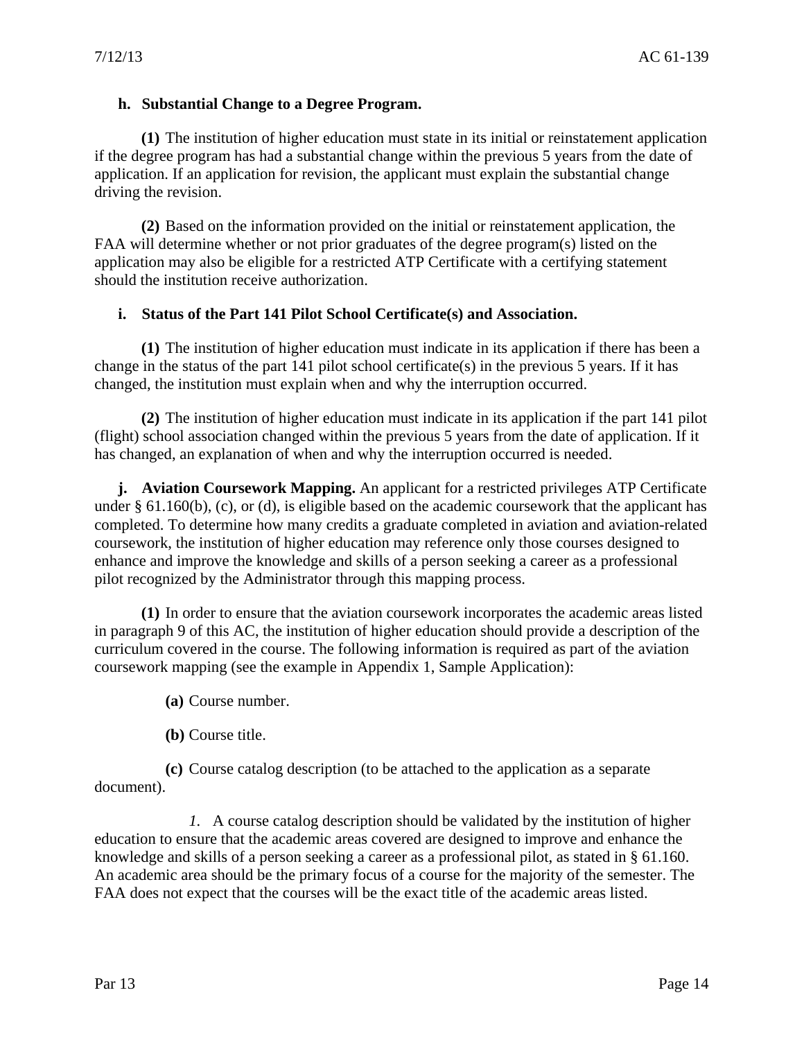**h. Substantial Change to a Degree Program.**

**(1)** The institution of higher education must state in its initial or reinstatement application if the degree program has had a substantial change within the previous 5 years from the date of application. If an application for revision, the applicant must explain the substantial change driving the revision.

**(2)** Based on the information provided on the initial or reinstatement application, the FAA will determine whether or not prior graduates of the degree program(s) listed on the application may also be eligible for a restricted ATP Certificate with a certifying statement should the institution receive authorization.

**i. Status of the Part 141 Pilot School Certificate(s) and Association.**

**(1)** The institution of higher education must indicate in its application if there has been a change in the status of the part 141 pilot school certificate(s) in the previous 5 years. If it has changed, the institution must explain when and why the interruption occurred.

**(2)** The institution of higher education must indicate in its application if the part 141 pilot (flight) school association changed within the previous 5 years from the date of application. If it has changed, an explanation of when and why the interruption occurred is needed.

**j. Aviation Coursework Mapping.** An applicant for a restricted privileges ATP Certificate under § 61.160(b), (c), or (d), is eligible based on the academic coursework that the applicant has completed. To determine how many credits a graduate completed in aviation and aviation-related coursework, the institution of higher education may reference only those courses designed to enhance and improve the knowledge and skills of a person seeking a career as a professional pilot recognized by the Administrator through this mapping process.

**(1)** In order to ensure that the aviation coursework incorporates the academic areas listed in paragraph 9 of this AC, the institution of higher education should provide a description of the curriculum covered in the course. The following information is required as part of the aviation coursework mapping (see the example in Appendix 1, Sample Application):

**(a)** Course number.

**(b)** Course title.

**(c)** Course catalog description (to be attached to the application as a separate document).

*1.* A course catalog description should be validated by the institution of higher education to ensure that the academic areas covered are designed to improve and enhance the knowledge and skills of a person seeking a career as a professional pilot, as stated in § 61.160. An academic area should be the primary focus of a course for the majority of the semester. The FAA does not expect that the courses will be the exact title of the academic areas listed.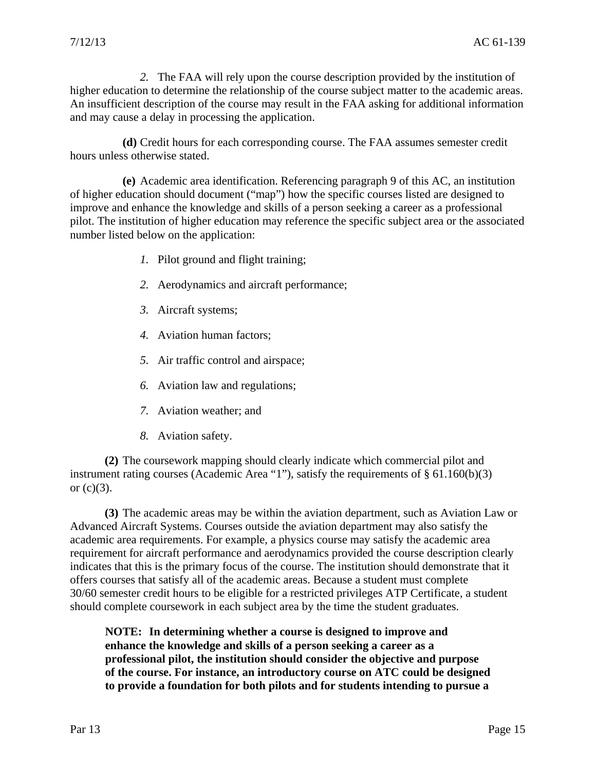*2.* The FAA will rely upon the course description provided by the institution of higher education to determine the relationship of the course subject matter to the academic areas. An insufficient description of the course may result in the FAA asking for additional information and may cause a delay in processing the application.

**(d)** Credit hours for each corresponding course. The FAA assumes semester credit hours unless otherwise stated.

**(e)** Academic area identification. Referencing paragraph 9 of this AC, an institution of higher education should document ("map") how the specific courses listed are designed to improve and enhance the knowledge and skills of a person seeking a career as a professional pilot. The institution of higher education may reference the specific subject area or the associated number listed below on the application:

*1.* Pilot ground and flight training;

*2.* Aerodynamics and aircraft performance;

*3.* Aircraft systems;

*4.* Aviation human factors;

*5.* Air traffic control and airspace;

*6.* Aviation law and regulations;

*7.* Aviation weather; and

*8.* Aviation safety.

**(2)** The coursework mapping should clearly indicate which commercial pilot and instrument rating courses (Academic Area "1"), satisfy the requirements of § 61.160(b)(3) or (c)(3).

**(3)** The academic areas may be within the aviation department, such as Aviation Law or Advanced Aircraft Systems. Courses outside the aviation department may also satisfy the academic area requirements. For example, a physics course may satisfy the academic area requirement for aircraft performance and aerodynamics provided the course description clearly indicates that this is the primary focus of the course. The institution should demonstrate that it offers courses that satisfy all of the academic areas. Because a student must complete 30/60 semester credit hours to be eligible for a restricted privileges ATP Certificate, a student should complete coursework in each subject area by the time the student graduates.

**NOTE: In determining whether a course is designed to improve and enhance the knowledge and skills of a person seeking a career as a professional pilot, the institution should consider the objective and purpose of the course. For instance, an introductory course on ATC could be designed to provide a foundation for both pilots and for students intending to pursue a**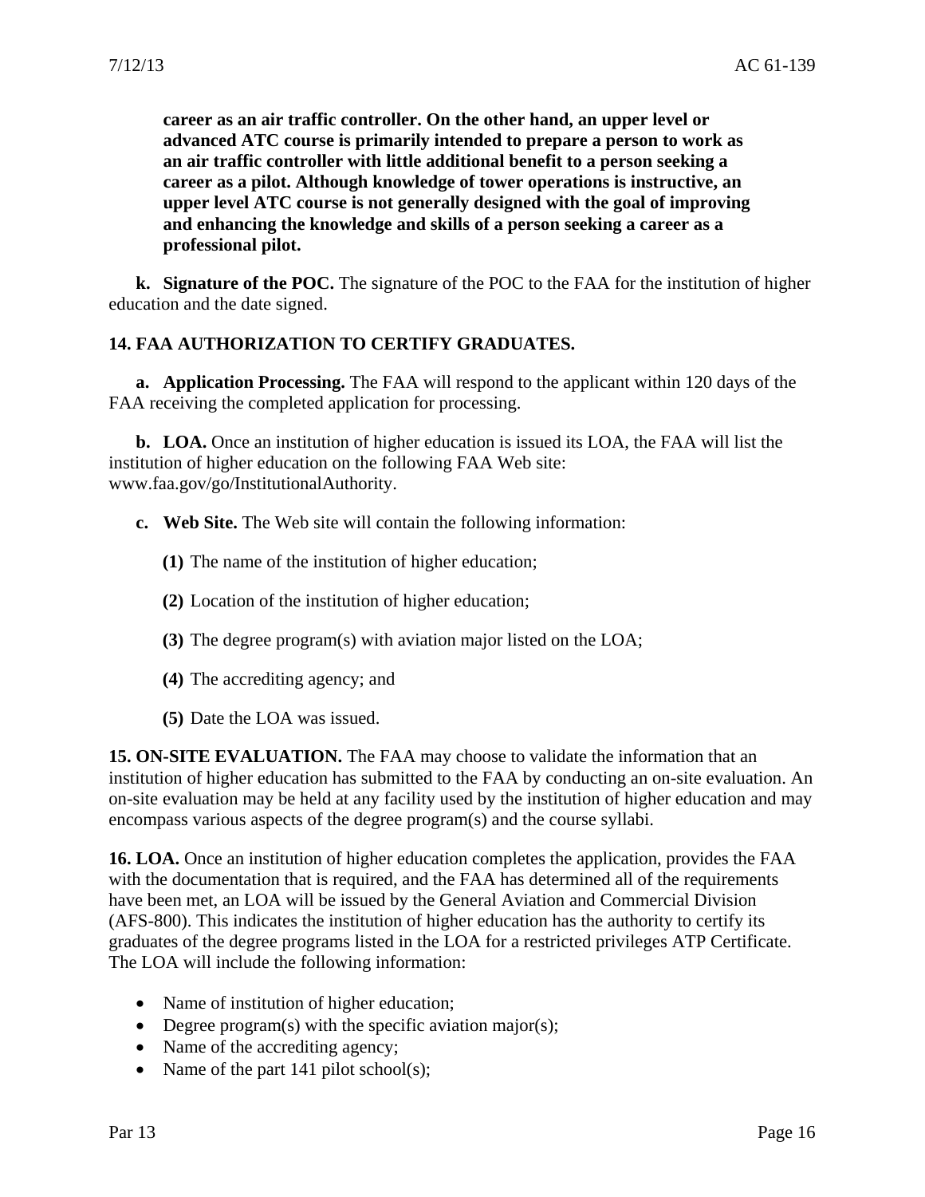**career as an air traffic controller. On the other hand, an upper level or advanced ATC course is primarily intended to prepare a person to work as an air traffic controller with little additional benefit to a person seeking a career as a pilot. Although knowledge of tower operations is instructive, an upper level ATC course is not generally designed with the goal of improving and enhancing the knowledge and skills of a person seeking a career as a professional pilot.**

**k. Signature of the POC.** The signature of the POC to the FAA for the institution of higher education and the date signed.

## 14. FAA AUTHORIZATION TO CERTIFY GRADUATES.

**a. Application Processing.** The FAA will respond to the applicant within 120 days of the FAA receiving the completed application for processing.

**b. LOA.** Once an institution of higher education is issued its LOA, the FAA will list the institution of higher education on the following FAA Web site: www.faa.gov/go/InstitutionalAuthority.

**c. Web Site.** The Web site will contain the following information:

**(1)** The name of the institution of higher education;

**(2)** Location of the institution of higher education;

**(3)** The degree program(s) with aviation major listed on the LOA;

**(4)** The accrediting agency; and

**(5)** Date the LOA was issued.

**15. ON-SITE EVALUATION.** The FAA may choose to validate the information that an institution of higher education has submitted to the FAA by conducting an on-site evaluation. An on-site evaluation may be held at any facility used by the institution of higher education and may encompass various aspects of the degree program(s) and the course syllabi.

**16. LOA.** Once an institution of higher education completes the application, provides the FAA with the documentation that is required, and the FAA has determined all of the requirements have been met, an LOA will be issued by the General Aviation and Commercial Division (AFS-800). This indicates the institution of higher education has the authority to certify its graduates of the degree programs listed in the LOA for a restricted privileges ATP Certificate. The LOA will include the following information:

- Name of institution of higher education;
- Degree program(s) with the specific aviation major(s);
- Name of the accrediting agency;
- Name of the part 141 pilot school(s);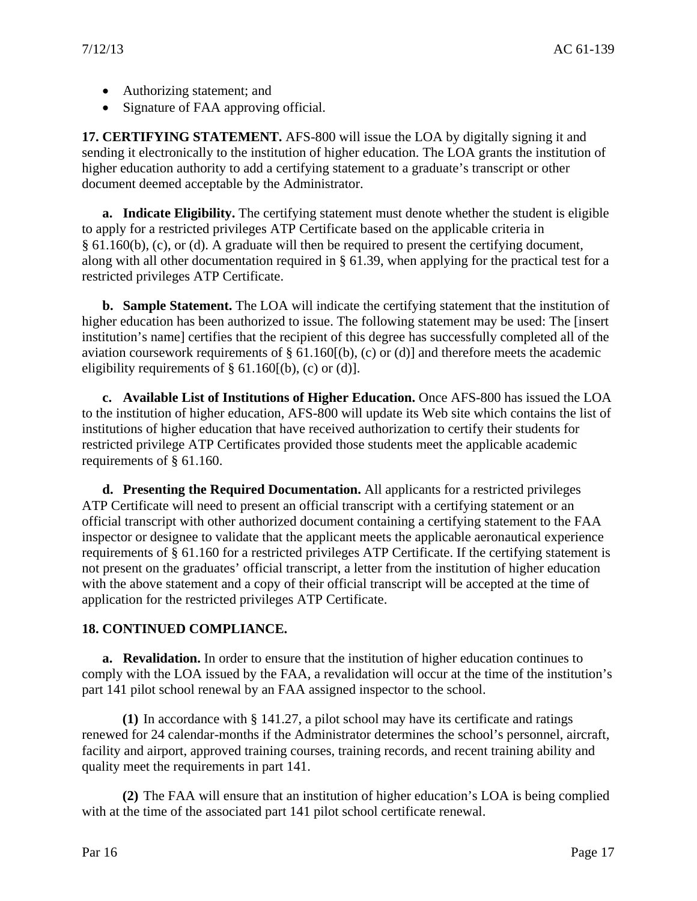- Authorizing statement; and
- Signature of FAA approving official.

**17. CERTIFYING STATEMENT.** AFS-800 will issue the LOA by digitally signing it and sending it electronically to the institution of higher education. The LOA grants the institution of higher education authority to add a certifying statement to a graduate's transcript or other document deemed acceptable by the Administrator.

**a. Indicate Eligibility.** The certifying statement must denote whether the student is eligible to apply for a restricted privileges ATP Certificate based on the applicable criteria in § 61.160(b), (c), or (d). A graduate will then be required to present the certifying document, along with all other documentation required in § 61.39, when applying for the practical test for a restricted privileges ATP Certificate.

**b. Sample Statement.** The LOA will indicate the certifying statement that the institution of higher education has been authorized to issue. The following statement may be used: The [insert institution's name] certifies that the recipient of this degree has successfully completed all of the aviation coursework requirements of § 61.160[(b), (c) or (d)] and therefore meets the academic eligibility requirements of § 61.160[(b), (c) or (d)].

**c. Available List of Institutions of Higher Education.** Once AFS-800 has issued the LOA to the institution of higher education, AFS-800 will update its Web site which contains the list of institutions of higher education that have received authorization to certify their students for restricted privilege ATP Certificates provided those students meet the applicable academic requirements of § 61.160.

**d. Presenting the Required Documentation.** All applicants for a restricted privileges ATP Certificate will need to present an official transcript with a certifying statement or an official transcript with other authorized document containing a certifying statement to the FAA inspector or designee to validate that the applicant meets the applicable aeronautical experience requirements of § 61.160 for a restricted privileges ATP Certificate. If the certifying statement is not present on the graduates' official transcript, a letter from the institution of higher education with the above statement and a copy of their official transcript will be accepted at the time of application for the restricted privileges ATP Certificate.

**18. CONTINUED COMPLIANCE.**

**a. Revalidation.** In order to ensure that the institution of higher education continues to comply with the LOA issued by the FAA, a revalidation will occur at the time of the institution's part 141 pilot school renewal by an FAA assigned inspector to the school.

**(1)** In accordance with § 141.27, a pilot school may have its certificate and ratings renewed for 24 calendar-months if the Administrator determines the school's personnel, aircraft, facility and airport, approved training courses, training records, and recent training ability and quality meet the requirements in part 141.

**(2)** The FAA will ensure that an institution of higher education's LOA is being complied with at the time of the associated part 141 pilot school certificate renewal.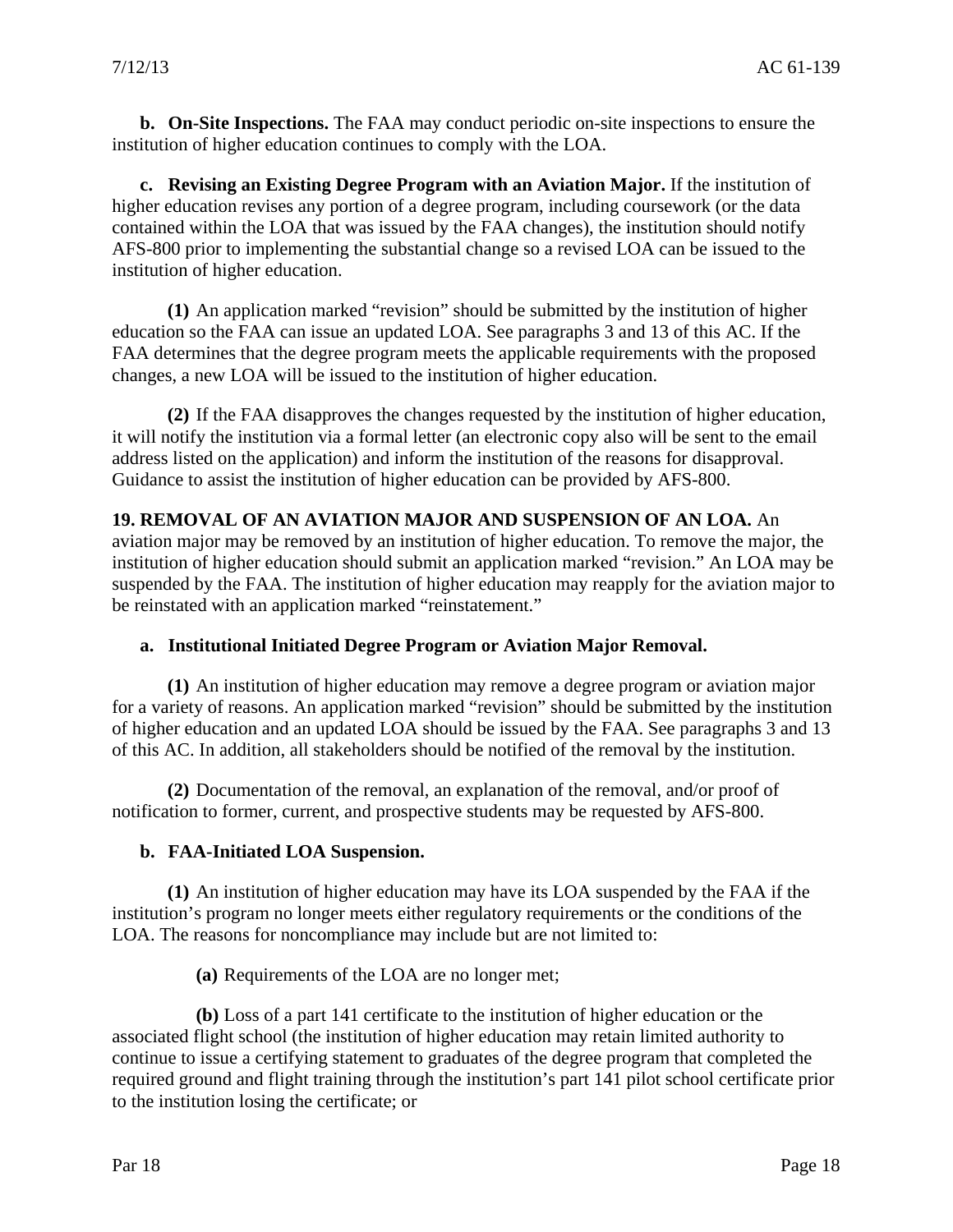**b. On-Site Inspections.** The FAA may conduct periodic on-site inspections to ensure the institution of higher education continues to comply with the LOA.

**c. Revising an Existing Degree Program with an Aviation Major.** If the institution of higher education revises any portion of a degree program, including coursework (or the data contained within the LOA that was issued by the FAA changes), the institution should notify AFS-800 prior to implementing the substantial change so a revised LOA can be issued to the institution of higher education.

**(1)** An application marked "revision" should be submitted by the institution of higher education so the FAA can issue an updated LOA. See paragraphs 3 and 13 of this AC. If the FAA determines that the degree program meets the applicable requirements with the proposed changes, a new LOA will be issued to the institution of higher education.

**(2)** If the FAA disapproves the changes requested by the institution of higher education, it will notify the institution via a formal letter (an electronic copy also will be sent to the email address listed on the application) and inform the institution of the reasons for disapproval. Guidance to assist the institution of higher education can be provided by AFS-800.

**19. REMOVAL OF AN AVIATION MAJOR AND SUSPENSION OF AN LOA.** An aviation major may be removed by an institution of higher education. To remove the major, the institution of higher education should submit an application marked "revision." An LOA may be suspended by the FAA. The institution of higher education may reapply for the aviation major to be reinstated with an application marked "reinstatement."

**a. Institutional Initiated Degree Program or Aviation Major Removal.**

**(1)** An institution of higher education may remove a degree program or aviation major for a variety of reasons. An application marked "revision" should be submitted by the institution of higher education and an updated LOA should be issued by the FAA. See paragraphs 3 and 13 of this AC. In addition, all stakeholders should be notified of the removal by the institution.

**(2)** Documentation of the removal, an explanation of the removal, and/or proof of notification to former, current, and prospective students may be requested by AFS-800.

**b. FAA-Initiated LOA Suspension.**

**(1)** An institution of higher education may have its LOA suspended by the FAA if the institution's program no longer meets either regulatory requirements or the conditions of the LOA. The reasons for noncompliance may include but are not limited to:

**(a)** Requirements of the LOA are no longer met;

**(b)** Loss of a part 141 certificate to the institution of higher education or the associated flight school (the institution of higher education may retain limited authority to continue to issue a certifying statement to graduates of the degree program that completed the required ground and flight training through the institution's part 141 pilot school certificate prior to the institution losing the certificate; or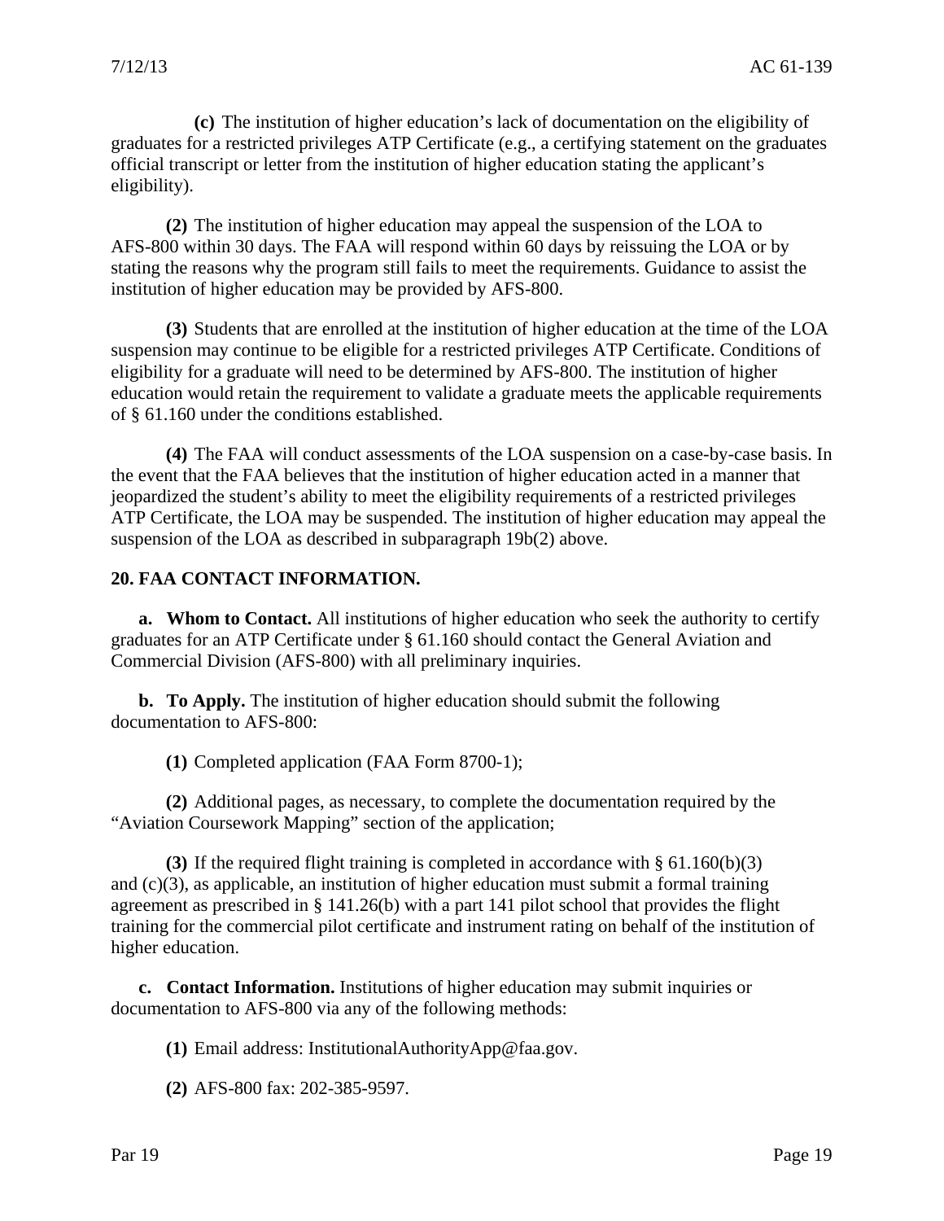**(c)** The institution of higher education's lack of documentation on the eligibility of graduates for a restricted privileges ATP Certificate (e.g., a certifying statement on the graduates official transcript or letter from the institution of higher education stating the applicant's eligibility).

**(2)** The institution of higher education may appeal the suspension of the LOA to AFS-800 within 30 days. The FAA will respond within 60 days by reissuing the LOA or by stating the reasons why the program still fails to meet the requirements. Guidance to assist the institution of higher education may be provided by AFS-800.

**(3)** Students that are enrolled at the institution of higher education at the time of the LOA suspension may continue to be eligible for a restricted privileges ATP Certificate. Conditions of eligibility for a graduate will need to be determined by AFS-800. The institution of higher education would retain the requirement to validate a graduate meets the applicable requirements of § 61.160 under the conditions established.

**(4)** The FAA will conduct assessments of the LOA suspension on a case-by-case basis. In the event that the FAA believes that the institution of higher education acted in a manner that jeopardized the student's ability to meet the eligibility requirements of a restricted privileges ATP Certificate, the LOA may be suspended. The institution of higher education may appeal the suspension of the LOA as described in subparagraph 19b(2) above.

## 20. FAA CONTACT INFORMATION.

**a. Whom to Contact.** All institutions of higher education who seek the authority to certify graduates for an ATP Certificate under § 61.160 should contact the General Aviation and Commercial Division (AFS-800) with all preliminary inquiries.

**b. To Apply.** The institution of higher education should submit the following documentation to AFS-800:

**(1)** Completed application (FAA Form 8700-1);

**(2)** Additional pages, as necessary, to complete the documentation required by the "Aviation Coursework Mapping" section of the application;

**(3)** If the required flight training is completed in accordance with § 61.160(b)(3) and (c)(3), as applicable, an institution of higher education must submit a formal training agreement as prescribed in § 141.26(b) with a part 141 pilot school that provides the flight training for the commercial pilot certificate and instrument rating on behalf of the institution of higher education.

**c. Contact Information.** Institutions of higher education may submit inquiries or documentation to AFS-800 via any of the following methods:

**(1)** Email address: InstitutionalAuthorityApp@faa.gov.

**(2)** AFS-800 fax: 202-385-9597.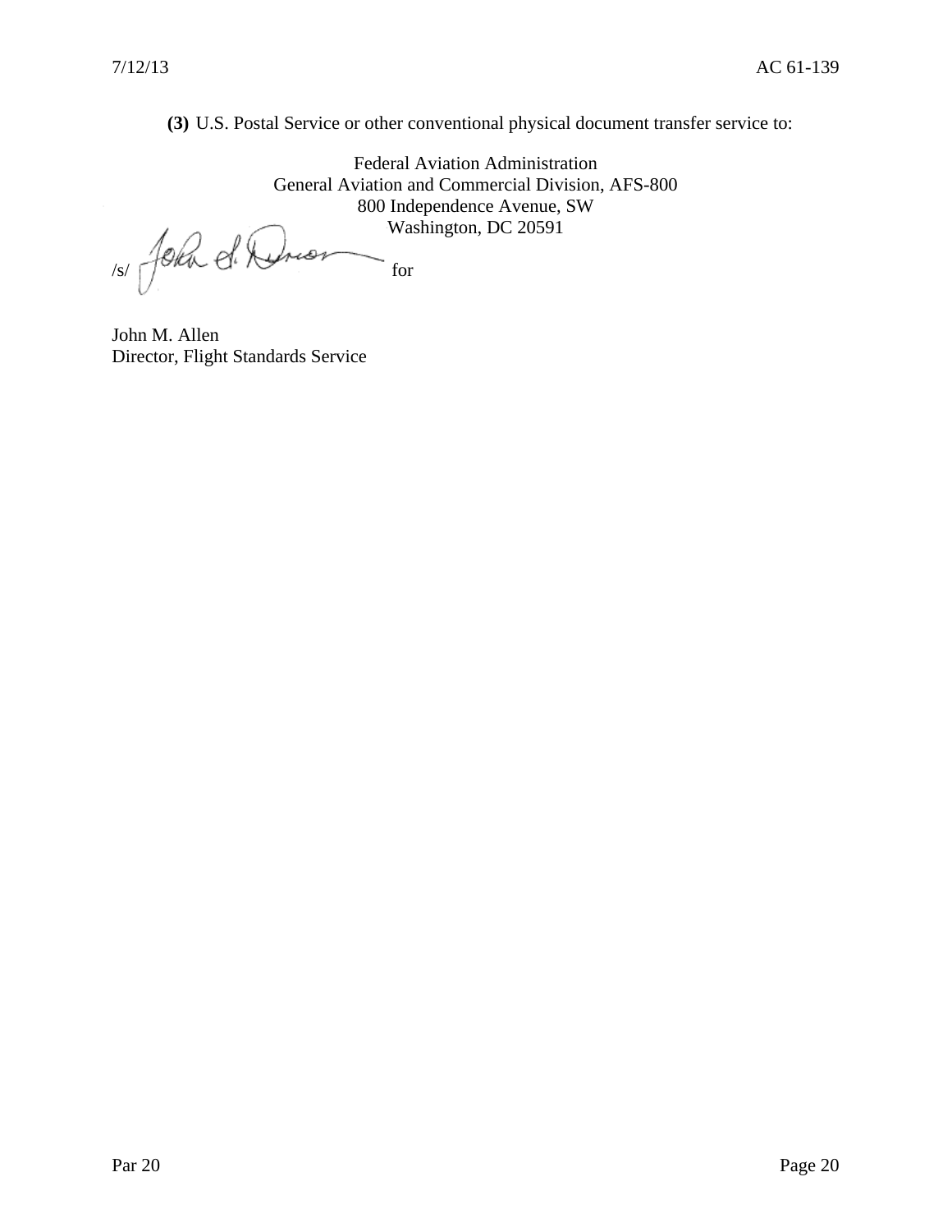**(3)** U.S. Postal Service or other conventional physical document transfer service to:

Federal Aviation Administration
General Aviation and Commercial Division, AFS-800
800 Independence Avenue, SW
Washington, DC 20591

/s/ John S. Duncan for

John M. Allen
Director, Flight Standards Service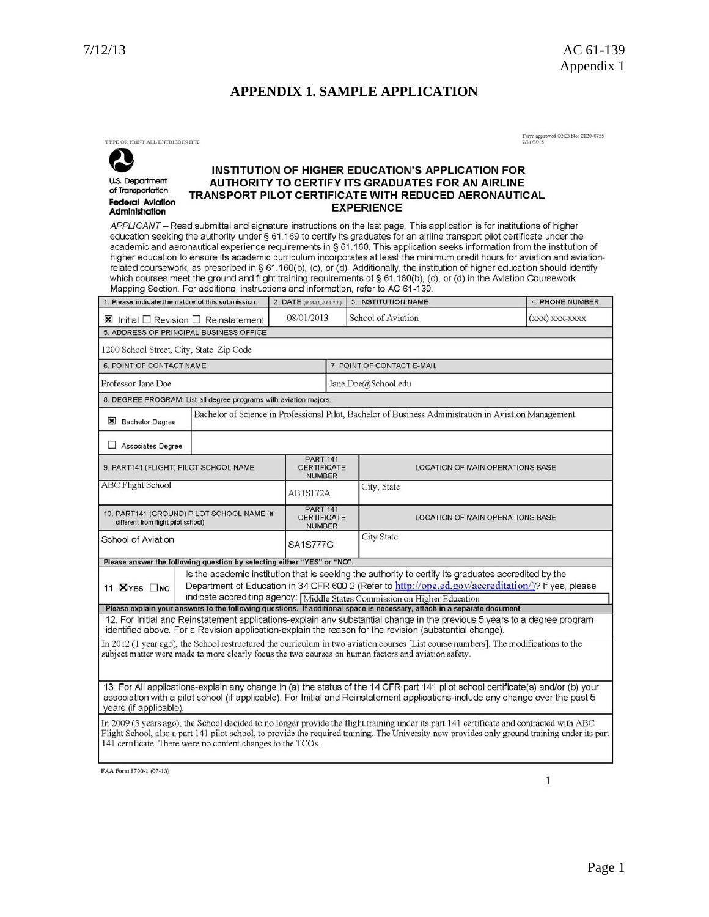# APPENDIX 1. SAMPLE APPLICATION

TYPE OR PRINT ALL ENTRIES IN INK

Form approved OMB No: 2120-0755 7/31/2015

U.S. Department of Transportation
Federal Aviation Administration

## INSTITUTION OF HIGHER EDUCATION'S APPLICATION FOR AUTHORITY TO CERTIFY ITS GRADUATES FOR AN AIRLINE TRANSPORT PILOT CERTIFICATE WITH REDUCED AERONAUTICAL EXPERIENCE

*APPLICANT* – Read submittal and signature instructions on the last page. This application is for institutions of higher education seeking the authority under § 61.169 to certify its graduates for an airline transport pilot certificate under the academic and aeronautical experience requirements in § 61.160. This application seeks information from the institution of higher education to ensure its academic curriculum incorporates at least the minimum credit hours for aviation and aviation-related coursework, as prescribed in § 61.160(b), (c), or (d). Additionally, the institution of higher education should identify which courses meet the ground and flight training requirements of § 61.160(b), (c), or (d) in the Aviation Coursework Mapping Section. For additional instructions and information, refer to AC 61-139.

| 1. Please indicate the nature of this submission. | 2. DATE (MM/DD/YYYY) | 3. INSTITUTION NAME | 4. PHONE NUMBER |
|---|---|---|---|
| ☒ Initial ☐ Revision ☐ Reinstatement | 08/01/2013 | School of Aviation | (xxx) xxx-xxxx |

| 5. ADDRESS OF PRINCIPAL BUSINESS OFFICE |
|---|
| 1200 School Street, City, State Zip Code |

| 6. POINT OF CONTACT NAME | 7. POINT OF CONTACT E-MAIL |
|---|---|
| Professor Jane Doe | Jane.Doe@School.edu |

| 8. DEGREE PROGRAM: List all degree programs with aviation majors. | |
|---|---|
| ☒ Bachelor Degree | Bachelor of Science in Professional Pilot, Bachelor of Business Administration in Aviation Management |
| ☐ Associates Degree | |

| 9. PART141 (FLIGHT) PILOT SCHOOL NAME | PART 141 CERTIFICATE NUMBER | LOCATION OF MAIN OPERATIONS BASE |
|---|---|---|
| ABC Flight School | AB1S172A | City, State |

| 10. PART141 (GROUND) PILOT SCHOOL NAME (If different from flight pilot school) | PART 141 CERTIFICATE NUMBER | LOCATION OF MAIN OPERATIONS BASE |
|---|---|---|
| School of Aviation | SA1S777G | City State |

**Please answer the following question by selecting either "YES" or "NO".**

11. ☒YES ☐NO — Is the academic institution that is seeking the authority to certify its graduates accredited by the Department of Education in 34 CFR 600.2 (Refer to http://ope.ed.gov/accreditation/)? If yes, please indicate accrediting agency: Middle States Commission on Higher Education

**Please explain your answers to the following questions. If additional space is necessary, attach in a separate document.**

12. For Initial and Reinstatement applications-explain any substantial change in the previous 5 years to a degree program identified above. For a Revision application-explain the reason for the revision (substantial change).

In 2012 (1 year ago), the School restructured the curriculum in two aviation courses [List course numbers]. The modifications to the subject matter were made to more clearly focus the two courses on human factors and aviation safety.

13. For All applications-explain any change in (a) the status of the 14 CFR part 141 pilot school certificate(s) and/or (b) your association with a pilot school (if applicable). For Initial and Reinstatement applications-include any change over the past 5 years (if applicable).

In 2009 (3 years ago), the School decided to no longer provide the flight training under its part 141 certificate and contracted with ABC Flight School, also a part 141 pilot school, to provide the required training. The University now provides only ground training under its part 141 certificate. There were no content changes to the TCOs.

FAA Form 8700-1 (07-13)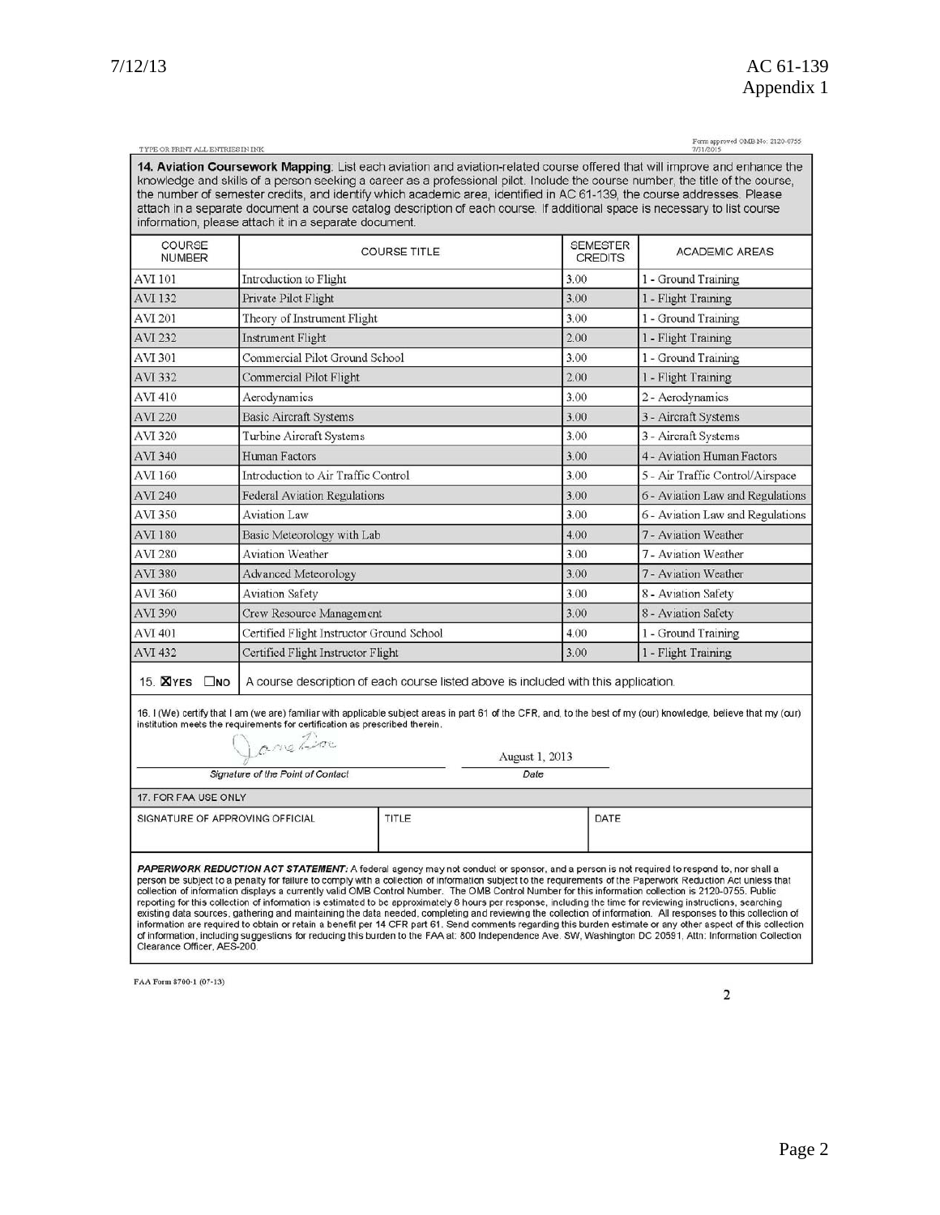TYPE OR PRINT ALL ENTRIES IN INK

Form approved OMB No: 2120-0755 7/31/2015

**14. Aviation Coursework Mapping**: List each aviation and aviation-related course offered that will improve and enhance the knowledge and skills of a person seeking a career as a professional pilot. Include the course number, the title of the course, the number of semester credits, and identify which academic area, identified in AC 61-139, the course addresses. Please attach in a separate document a course catalog description of each course. If additional space is necessary to list course information, please attach it in a separate document.

| COURSE NUMBER | COURSE TITLE | SEMESTER CREDITS | ACADEMIC AREAS |
|---|---|---|---|
| AVI 101 | Introduction to Flight | 3.00 | 1 - Ground Training |
| AVI 132 | Private Pilot Flight | 3.00 | 1 - Flight Training |
| AVI 201 | Theory of Instrument Flight | 3.00 | 1 - Ground Training |
| AVI 232 | Instrument Flight | 2.00 | 1 - Flight Training |
| AVI 301 | Commercial Pilot Ground School | 3.00 | 1 - Ground Training |
| AVI 332 | Commercial Pilot Flight | 2.00 | 1 - Flight Training |
| AVI 410 | Aerodynamics | 3.00 | 2 - Aerodynamics |
| AVI 220 | Basic Aircraft Systems | 3.00 | 3 - Aircraft Systems |
| AVI 320 | Turbine Aircraft Systems | 3.00 | 3 - Aircraft Systems |
| AVI 340 | Human Factors | 3.00 | 4 - Aviation Human Factors |
| AVI 160 | Introduction to Air Traffic Control | 3.00 | 5 - Air Traffic Control/Airspace |
| AVI 240 | Federal Aviation Regulations | 3.00 | 6 - Aviation Law and Regulations |
| AVI 350 | Aviation Law | 3.00 | 6 - Aviation Law and Regulations |
| AVI 180 | Basic Meteorology with Lab | 4.00 | 7 - Aviation Weather |
| AVI 280 | Aviation Weather | 3.00 | 7 - Aviation Weather |
| AVI 380 | Advanced Meteorology | 3.00 | 7 - Aviation Weather |
| AVI 360 | Aviation Safety | 3.00 | 8 - Aviation Safety |
| AVI 390 | Crew Resource Management | 3.00 | 8 - Aviation Safety |
| AVI 401 | Certified Flight Instructor Ground School | 4.00 | 1 - Ground Training |
| AVI 432 | Certified Flight Instructor Flight | 3.00 | 1 - Flight Training |

15. ☒ YES ☐ NO — A course description of each course listed above is included with this application.

16. I (We) certify that I am (we are) familiar with applicable subject areas in part 61 of the CFR, and, to the best of my (our) knowledge, believe that my (our) institution meets the requirements for certification as prescribed therein.

Jane Doe — *Signature of the Point of Contact*

August 1, 2013 — *Date*

17. FOR FAA USE ONLY

| SIGNATURE OF APPROVING OFFICIAL | TITLE | DATE |
|---|---|---|
| | | |

***PAPERWORK REDUCTION ACT STATEMENT:*** A federal agency may not conduct or sponsor, and a person is not required to respond to, nor shall a person be subject to a penalty for failure to comply with a collection of information subject to the requirements of the Paperwork Reduction Act unless that collection of information displays a currently valid OMB Control Number. The OMB Control Number for this information collection is 2120-0755. Public reporting for this collection of information is estimated to be approximately 8 hours per response, including the time for reviewing instructions, searching existing data sources, gathering and maintaining the data needed, completing and reviewing the collection of information. All responses to this collection of information are required to obtain or retain a benefit per 14 CFR part 61. Send comments regarding this burden estimate or any other aspect of this collection of information, including suggestions for reducing this burden to the FAA at: 800 Independence Ave. SW, Washington DC 20591, Attn: Information Collection Clearance Officer, AES-200.

FAA Form 8700-1 (07-13)